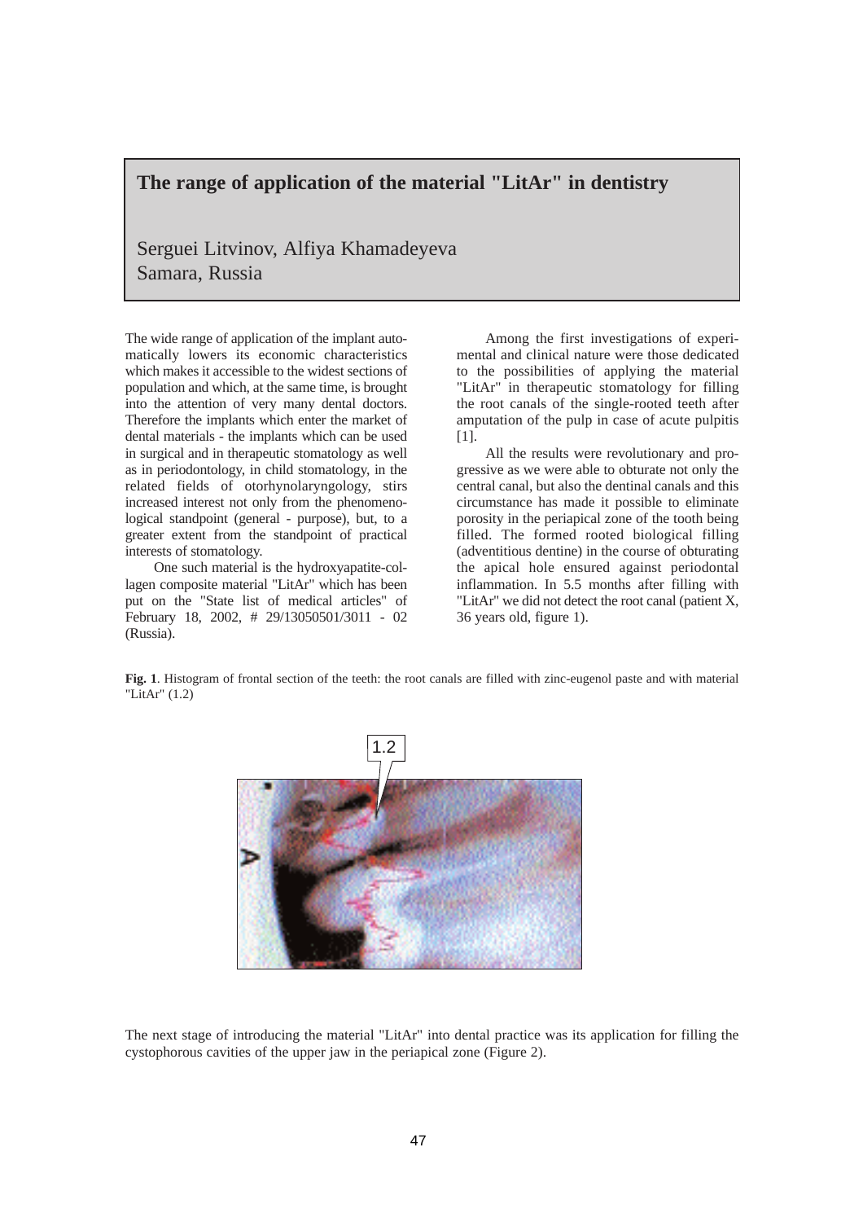# The range of application of the material "LitAr" in dentistry

Serguei Litvinov, Alfiya Khamadeyeva
Samara, Russia

The wide range of application of the implant automatically lowers its economic characteristics which makes it accessible to the widest sections of population and which, at the same time, is brought into the attention of very many dental doctors. Therefore the implants which enter the market of dental materials - the implants which can be used in surgical and in therapeutic stomatology as well as in periodontology, in child stomatology, in the related fields of otorhynolaryngology, stirs increased interest not only from the phenomenological standpoint (general - purpose), but, to a greater extent from the standpoint of practical interests of stomatology.

One such material is the hydroxyapatite-collagen composite material "LitAr" which has been put on the "State list of medical articles" of February 18, 2002, # 29/13050501/3011 - 02 (Russia).

Among the first investigations of experimental and clinical nature were those dedicated to the possibilities of applying the material "LitAr" in therapeutic stomatology for filling the root canals of the single-rooted teeth after amputation of the pulp in case of acute pulpitis [1].

All the results were revolutionary and progressive as we were able to obturate not only the central canal, but also the dentinal canals and this circumstance has made it possible to eliminate porosity in the periapical zone of the tooth being filled. The formed rooted biological filling (adventitious dentine) in the course of obturating the apical hole ensured against periodontal inflammation. In 5.5 months after filling with "LitAr" we did not detect the root canal (patient X, 36 years old, figure 1).

**Fig. 1**. Histogram of frontal section of the teeth: the root canals are filled with zinc-eugenol paste and with material "LitAr" (1.2)

The next stage of introducing the material "LitAr" into dental practice was its application for filling the cystophorous cavities of the upper jaw in the periapical zone (Figure 2).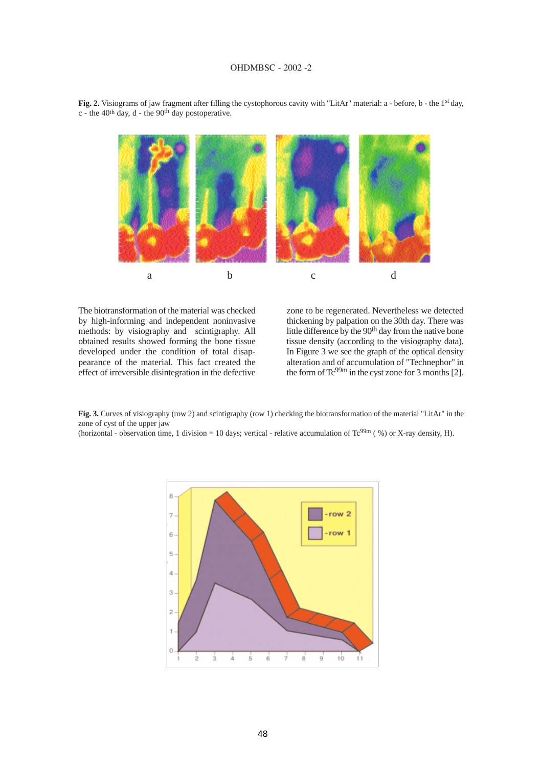**Fig. 2.** Visiograms of jaw fragment after filling the cystophorous cavity with "LitAr" material: a - before, b - the 1st day, c - the 40th day, d - the 90th day postoperative.

The biotransformation of the material was checked by high-informing and independent noninvasive methods: by visiography and scintigraphy. All obtained results showed forming the bone tissue developed under the condition of total disappearance of the material. This fact created the effect of irreversible disintegration in the defective zone to be regenerated. Nevertheless we detected thickening by palpation on the 30th day. There was little difference by the 90th day from the native bone tissue density (according to the visiography data). In Figure 3 we see the graph of the optical density alteration and of accumulation of "Technephor" in the form of $Tc^{99m}$ in the cyst zone for 3 months [2].

**Fig. 3.** Curves of visiography (row 2) and scintigraphy (row 1) checking the biotransformation of the material "LitAr" in the zone of cyst of the upper jaw
(horizontal - observation time, 1 division = 10 days; vertical - relative accumulation of $Tc^{99m}$ ( %) or X-ray density, H).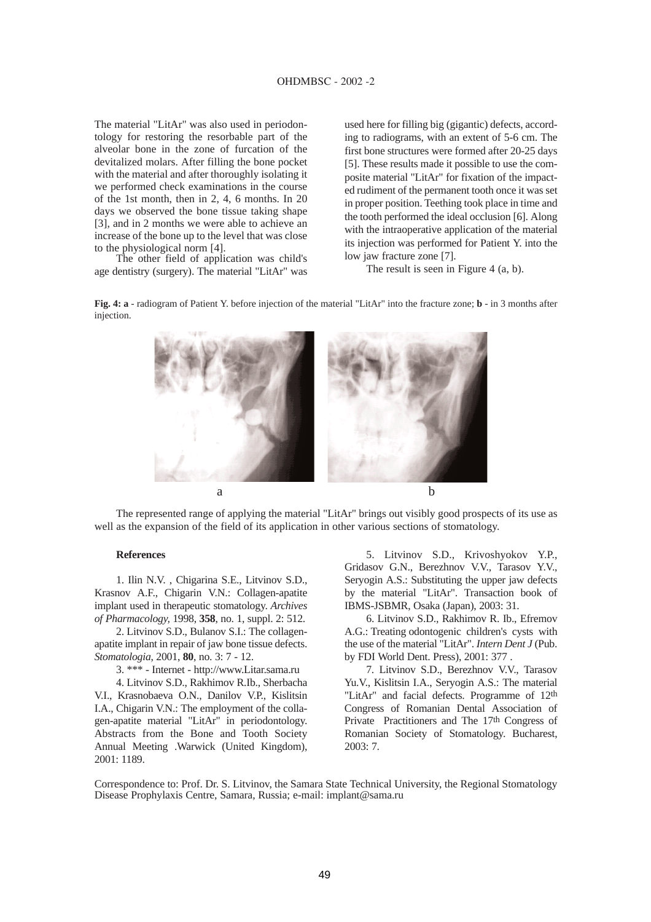The material "LitAr" was also used in periodontology for restoring the resorbable part of the alveolar bone in the zone of furcation of the devitalized molars. After filling the bone pocket with the material and after thoroughly isolating it we performed check examinations in the course of the 1st month, then in 2, 4, 6 months. In 20 days we observed the bone tissue taking shape [3], and in 2 months we were able to achieve an increase of the bone up to the level that was close to the physiological norm [4].

The other field of application was child's age dentistry (surgery). The material "LitAr" was used here for filling big (gigantic) defects, according to radiograms, with an extent of 5-6 cm. The first bone structures were formed after 20-25 days [5]. These results made it possible to use the composite material "LitAr" for fixation of the impacted rudiment of the permanent tooth once it was set in proper position. Teething took place in time and the tooth performed the ideal occlusion [6]. Along with the intraoperative application of the material its injection was performed for Patient Y. into the low jaw fracture zone [7].

The result is seen in Figure 4 (a, b).

**Fig. 4: a** - radiogram of Patient Y. before injection of the material "LitAr" into the fracture zone; **b** - in 3 months after injection.

a

b

The represented range of applying the material "LitAr" brings out visibly good prospects of its use as well as the expansion of the field of its application in other various sections of stomatology.

#### References

1. Ilin N.V. , Chigarina S.E., Litvinov S.D., Krasnov A.F., Chigarin V.N.: Collagen-apatite implant used in therapeutic stomatology. *Archives of Pharmacology,* 1998, **358**, no. 1, suppl. 2: 512.

2. Litvinov S.D., Bulanov S.I.: The collagen-apatite implant in repair of jaw bone tissue defects. *Stomatologia,* 2001, **80**, no. 3: 7 - 12.

3. *** - Internet - http://www.Litar.sama.ru

4. Litvinov S.D., Rakhimov R.Ib., Sherbacha V.I., Krasnobaeva O.N., Danilov V.P., Kislitsin I.A., Chigarin V.N.: The employment of the collagen-apatite material "LitAr" in periodontology. Abstracts from the Bone and Tooth Society Annual Meeting .Warwick (United Kingdom), 2001: 1189.

5. Litvinov S.D., Krivoshyokov Y.P., Gridasov G.N., Berezhnov V.V., Tarasov Y.V., Seryogin A.S.: Substituting the upper jaw defects by the material "LitAr". Transaction book of IBMS-JSBMR, Osaka (Japan), 2003: 31.

6. Litvinov S.D., Rakhimov R. Ib., Efremov A.G.: Treating odontogenic children's cysts with the use of the material "LitAr". *Intern Dent J* (Pub. by FDI World Dent. Press), 2001: 377 .

7. Litvinov S.D., Berezhnov V.V., Tarasov Yu.V., Kislitsin I.A., Seryogin A.S.: The material "LitAr" and facial defects. Programme of 12th Congress of Romanian Dental Association of Private Practitioners and The 17th Congress of Romanian Society of Stomatology. Bucharest, 2003: 7.

Correspondence to: Prof. Dr. S. Litvinov, the Samara State Technical University, the Regional Stomatology Disease Prophylaxis Centre, Samara, Russia; e-mail: implant@sama.ru